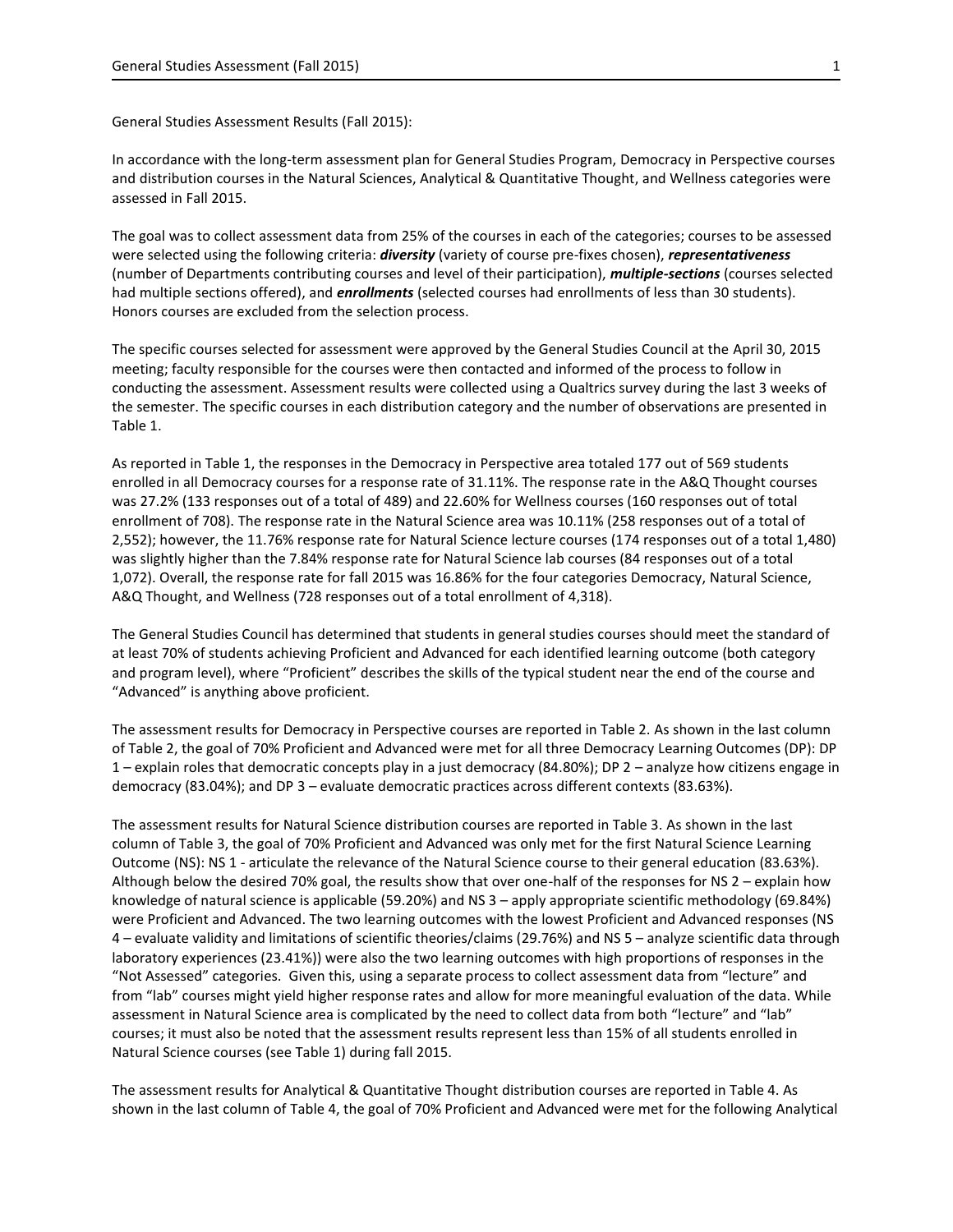General Studies Assessment Results (Fall 2015):

In accordance with the long-term assessment plan for General Studies Program, Democracy in Perspective courses and distribution courses in the Natural Sciences, Analytical & Quantitative Thought, and Wellness categories were assessed in Fall 2015.

The goal was to collect assessment data from 25% of the courses in each of the categories; courses to be assessed were selected using the following criteria: ***diversity*** (variety of course pre-fixes chosen), ***representativeness*** (number of Departments contributing courses and level of their participation), ***multiple-sections*** (courses selected had multiple sections offered), and ***enrollments*** (selected courses had enrollments of less than 30 students). Honors courses are excluded from the selection process.

The specific courses selected for assessment were approved by the General Studies Council at the April 30, 2015 meeting; faculty responsible for the courses were then contacted and informed of the process to follow in conducting the assessment. Assessment results were collected using a Qualtrics survey during the last 3 weeks of the semester. The specific courses in each distribution category and the number of observations are presented in Table 1.

As reported in Table 1, the responses in the Democracy in Perspective area totaled 177 out of 569 students enrolled in all Democracy courses for a response rate of 31.11%. The response rate in the A&Q Thought courses was 27.2% (133 responses out of a total of 489) and 22.60% for Wellness courses (160 responses out of total enrollment of 708). The response rate in the Natural Science area was 10.11% (258 responses out of a total of 2,552); however, the 11.76% response rate for Natural Science lecture courses (174 responses out of a total 1,480) was slightly higher than the 7.84% response rate for Natural Science lab courses (84 responses out of a total 1,072). Overall, the response rate for fall 2015 was 16.86% for the four categories Democracy, Natural Science, A&Q Thought, and Wellness (728 responses out of a total enrollment of 4,318).

The General Studies Council has determined that students in general studies courses should meet the standard of at least 70% of students achieving Proficient and Advanced for each identified learning outcome (both category and program level), where "Proficient" describes the skills of the typical student near the end of the course and "Advanced" is anything above proficient.

The assessment results for Democracy in Perspective courses are reported in Table 2. As shown in the last column of Table 2, the goal of 70% Proficient and Advanced were met for all three Democracy Learning Outcomes (DP): DP 1 – explain roles that democratic concepts play in a just democracy (84.80%); DP 2 – analyze how citizens engage in democracy (83.04%); and DP 3 – evaluate democratic practices across different contexts (83.63%).

The assessment results for Natural Science distribution courses are reported in Table 3. As shown in the last column of Table 3, the goal of 70% Proficient and Advanced was only met for the first Natural Science Learning Outcome (NS): NS 1 - articulate the relevance of the Natural Science course to their general education (83.63%). Although below the desired 70% goal, the results show that over one-half of the responses for NS 2 – explain how knowledge of natural science is applicable (59.20%) and NS 3 – apply appropriate scientific methodology (69.84%) were Proficient and Advanced. The two learning outcomes with the lowest Proficient and Advanced responses (NS 4 – evaluate validity and limitations of scientific theories/claims (29.76%) and NS 5 – analyze scientific data through laboratory experiences (23.41%)) were also the two learning outcomes with high proportions of responses in the "Not Assessed" categories. Given this, using a separate process to collect assessment data from "lecture" and from "lab" courses might yield higher response rates and allow for more meaningful evaluation of the data. While assessment in Natural Science area is complicated by the need to collect data from both "lecture" and "lab" courses; it must also be noted that the assessment results represent less than 15% of all students enrolled in Natural Science courses (see Table 1) during fall 2015.

The assessment results for Analytical & Quantitative Thought distribution courses are reported in Table 4. As shown in the last column of Table 4, the goal of 70% Proficient and Advanced were met for the following Analytical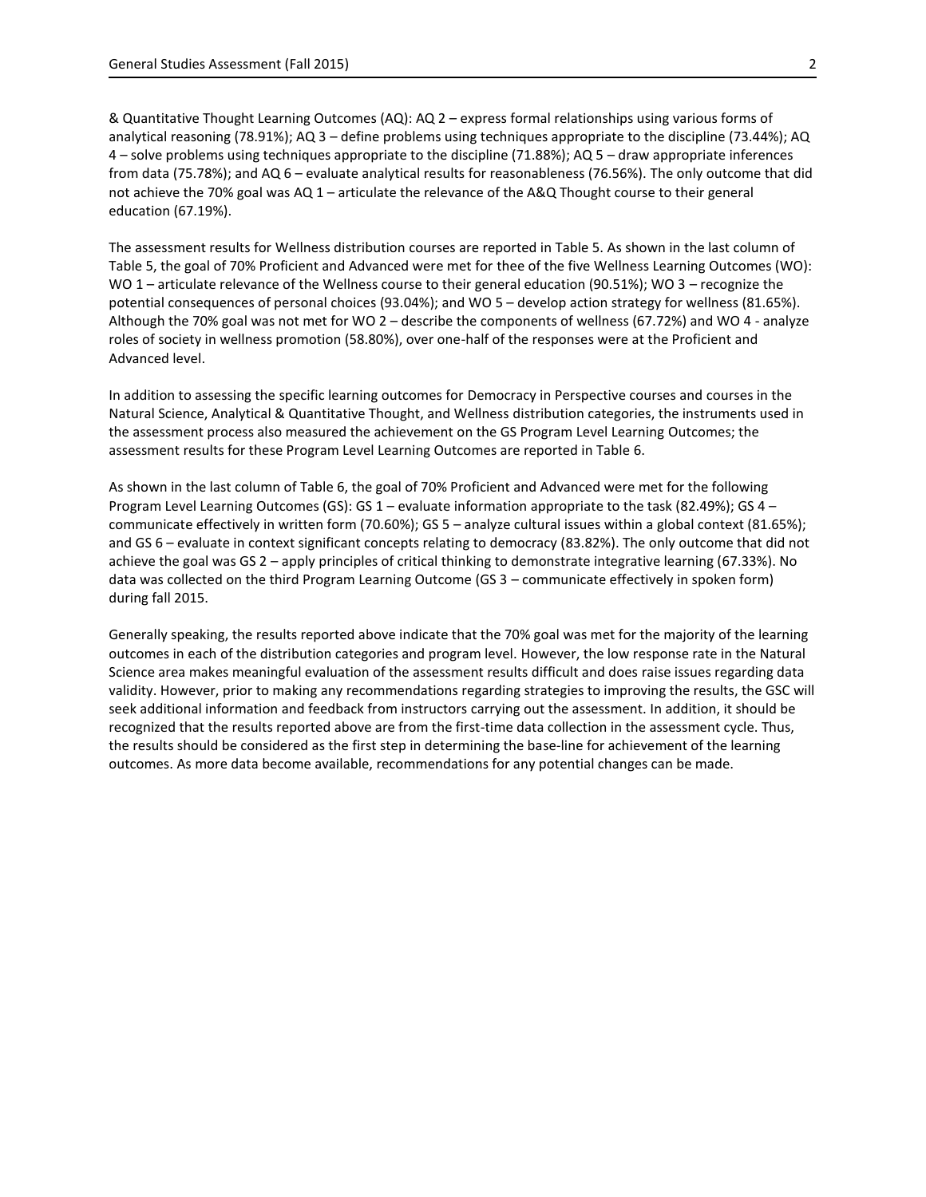& Quantitative Thought Learning Outcomes (AQ): AQ 2 – express formal relationships using various forms of analytical reasoning (78.91%); AQ 3 – define problems using techniques appropriate to the discipline (73.44%); AQ 4 – solve problems using techniques appropriate to the discipline (71.88%); AQ 5 – draw appropriate inferences from data (75.78%); and AQ 6 – evaluate analytical results for reasonableness (76.56%). The only outcome that did not achieve the 70% goal was AQ 1 – articulate the relevance of the A&Q Thought course to their general education (67.19%).

The assessment results for Wellness distribution courses are reported in Table 5. As shown in the last column of Table 5, the goal of 70% Proficient and Advanced were met for thee of the five Wellness Learning Outcomes (WO): WO 1 – articulate relevance of the Wellness course to their general education (90.51%); WO 3 – recognize the potential consequences of personal choices (93.04%); and WO 5 – develop action strategy for wellness (81.65%). Although the 70% goal was not met for WO 2 – describe the components of wellness (67.72%) and WO 4 - analyze roles of society in wellness promotion (58.80%), over one-half of the responses were at the Proficient and Advanced level.

In addition to assessing the specific learning outcomes for Democracy in Perspective courses and courses in the Natural Science, Analytical & Quantitative Thought, and Wellness distribution categories, the instruments used in the assessment process also measured the achievement on the GS Program Level Learning Outcomes; the assessment results for these Program Level Learning Outcomes are reported in Table 6.

As shown in the last column of Table 6, the goal of 70% Proficient and Advanced were met for the following Program Level Learning Outcomes (GS): GS 1 – evaluate information appropriate to the task (82.49%); GS 4 – communicate effectively in written form (70.60%); GS 5 – analyze cultural issues within a global context (81.65%); and GS 6 – evaluate in context significant concepts relating to democracy (83.82%). The only outcome that did not achieve the goal was GS 2 – apply principles of critical thinking to demonstrate integrative learning (67.33%). No data was collected on the third Program Learning Outcome (GS 3 – communicate effectively in spoken form) during fall 2015.

Generally speaking, the results reported above indicate that the 70% goal was met for the majority of the learning outcomes in each of the distribution categories and program level. However, the low response rate in the Natural Science area makes meaningful evaluation of the assessment results difficult and does raise issues regarding data validity. However, prior to making any recommendations regarding strategies to improving the results, the GSC will seek additional information and feedback from instructors carrying out the assessment. In addition, it should be recognized that the results reported above are from the first-time data collection in the assessment cycle. Thus, the results should be considered as the first step in determining the base-line for achievement of the learning outcomes. As more data become available, recommendations for any potential changes can be made.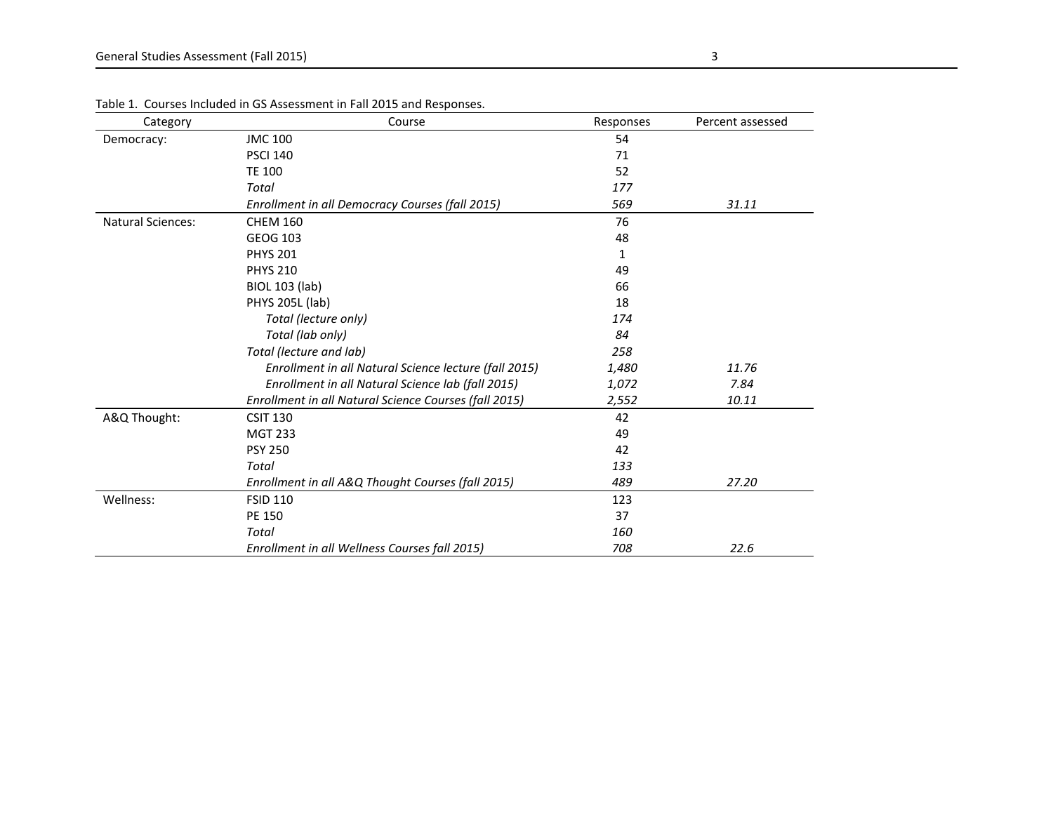Table 1. Courses Included in GS Assessment in Fall 2015 and Responses.

| Category | Course | Responses | Percent assessed |
|---|---|---|---|
| Democracy: | JMC 100 | 54 | |
| | PSCI 140 | 71 | |
| | TE 100 | 52 | |
| | *Total* | *177* | |
| | *Enrollment in all Democracy Courses (fall 2015)* | *569* | *31.11* |
| Natural Sciences: | CHEM 160 | 76 | |
| | GEOG 103 | 48 | |
| | PHYS 201 | 1 | |
| | PHYS 210 | 49 | |
| | BIOL 103 (lab) | 66 | |
| | PHYS 205L (lab) | 18 | |
| | *Total (lecture only)* | *174* | |
| | *Total (lab only)* | *84* | |
| | *Total (lecture and lab)* | *258* | |
| | *Enrollment in all Natural Science lecture (fall 2015)* | *1,480* | *11.76* |
| | *Enrollment in all Natural Science lab (fall 2015)* | *1,072* | *7.84* |
| | *Enrollment in all Natural Science Courses (fall 2015)* | *2,552* | *10.11* |
| A&Q Thought: | CSIT 130 | 42 | |
| | MGT 233 | 49 | |
| | PSY 250 | 42 | |
| | *Total* | *133* | |
| | *Enrollment in all A&Q Thought Courses (fall 2015)* | *489* | *27.20* |
| Wellness: | FSID 110 | 123 | |
| | PE 150 | 37 | |
| | *Total* | *160* | |
| | *Enrollment in all Wellness Courses fall 2015)* | *708* | *22.6* |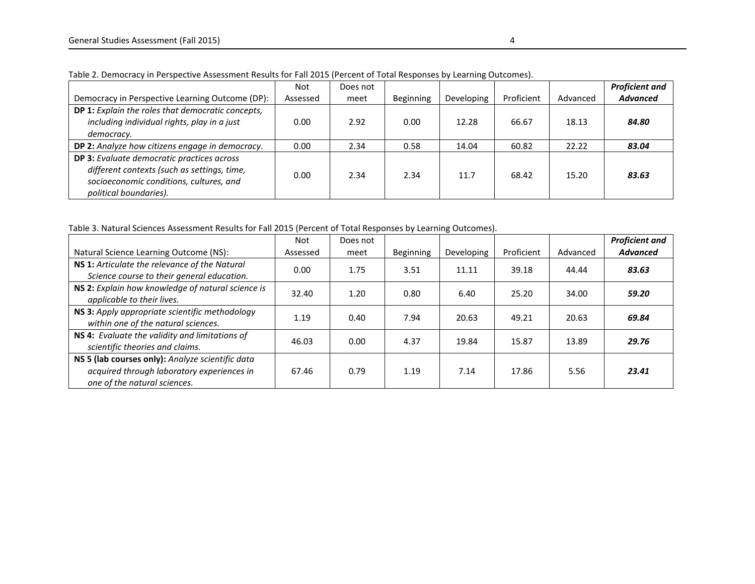Table 2. Democracy in Perspective Assessment Results for Fall 2015 (Percent of Total Responses by Learning Outcomes).

| Democracy in Perspective Learning Outcome (DP): | Not Assessed | Does not meet | Beginning | Developing | Proficient | Advanced | ***Proficient and Advanced*** |
|---|---|---|---|---|---|---|---|
| **DP 1:** *Explain the roles that democratic concepts, including individual rights, play in a just democracy.* | 0.00 | 2.92 | 0.00 | 12.28 | 66.67 | 18.13 | ***84.80*** |
| **DP 2:** *Analyze how citizens engage in democracy.* | 0.00 | 2.34 | 0.58 | 14.04 | 60.82 | 22.22 | ***83.04*** |
| **DP 3:** *Evaluate democratic practices across different contexts (such as settings, time, socioeconomic conditions, cultures, and political boundaries).* | 0.00 | 2.34 | 2.34 | 11.7 | 68.42 | 15.20 | ***83.63*** |

Table 3. Natural Sciences Assessment Results for Fall 2015 (Percent of Total Responses by Learning Outcomes).

| Natural Science Learning Outcome (NS): | Not Assessed | Does not meet | Beginning | Developing | Proficient | Advanced | ***Proficient and Advanced*** |
|---|---|---|---|---|---|---|---|
| **NS 1:** *Articulate the relevance of the Natural Science course to their general education.* | 0.00 | 1.75 | 3.51 | 11.11 | 39.18 | 44.44 | ***83.63*** |
| **NS 2:** *Explain how knowledge of natural science is applicable to their lives.* | 32.40 | 1.20 | 0.80 | 6.40 | 25.20 | 34.00 | ***59.20*** |
| **NS 3:** *Apply appropriate scientific methodology within one of the natural sciences.* | 1.19 | 0.40 | 7.94 | 20.63 | 49.21 | 20.63 | ***69.84*** |
| **NS 4:** *Evaluate the validity and limitations of scientific theories and claims.* | 46.03 | 0.00 | 4.37 | 19.84 | 15.87 | 13.89 | ***29.76*** |
| **NS 5 (lab courses only):** *Analyze scientific data acquired through laboratory experiences in one of the natural sciences.* | 67.46 | 0.79 | 1.19 | 7.14 | 17.86 | 5.56 | ***23.41*** |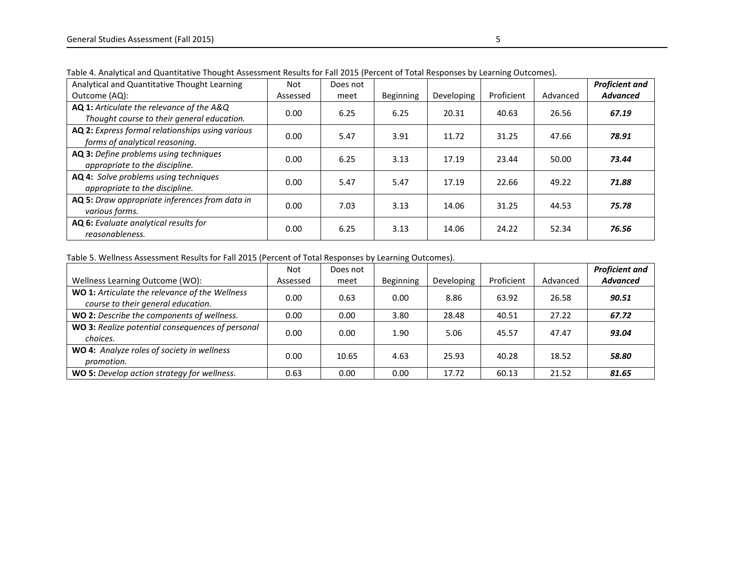Table 4. Analytical and Quantitative Thought Assessment Results for Fall 2015 (Percent of Total Responses by Learning Outcomes).

| Analytical and Quantitative Thought Learning Outcome (AQ): | Not Assessed | Does not meet | Beginning | Developing | Proficient | Advanced | ***Proficient and Advanced*** |
|---|---|---|---|---|---|---|---|
| **AQ 1:** *Articulate the relevance of the A&Q Thought course to their general education.* | 0.00 | 6.25 | 6.25 | 20.31 | 40.63 | 26.56 | ***67.19*** |
| **AQ 2:** *Express formal relationships using various forms of analytical reasoning.* | 0.00 | 5.47 | 3.91 | 11.72 | 31.25 | 47.66 | ***78.91*** |
| **AQ 3:** *Define problems using techniques appropriate to the discipline.* | 0.00 | 6.25 | 3.13 | 17.19 | 23.44 | 50.00 | ***73.44*** |
| **AQ 4:** *Solve problems using techniques appropriate to the discipline.* | 0.00 | 5.47 | 5.47 | 17.19 | 22.66 | 49.22 | ***71.88*** |
| **AQ 5:** *Draw appropriate inferences from data in various forms.* | 0.00 | 7.03 | 3.13 | 14.06 | 31.25 | 44.53 | ***75.78*** |
| **AQ 6:** *Evaluate analytical results for reasonableness.* | 0.00 | 6.25 | 3.13 | 14.06 | 24.22 | 52.34 | ***76.56*** |

Table 5. Wellness Assessment Results for Fall 2015 (Percent of Total Responses by Learning Outcomes).

| Wellness Learning Outcome (WO): | Not Assessed | Does not meet | Beginning | Developing | Proficient | Advanced | ***Proficient and Advanced*** |
|---|---|---|---|---|---|---|---|
| **WO 1:** *Articulate the relevance of the Wellness course to their general education.* | 0.00 | 0.63 | 0.00 | 8.86 | 63.92 | 26.58 | ***90.51*** |
| **WO 2:** *Describe the components of wellness.* | 0.00 | 0.00 | 3.80 | 28.48 | 40.51 | 27.22 | ***67.72*** |
| **WO 3:** *Realize potential consequences of personal choices.* | 0.00 | 0.00 | 1.90 | 5.06 | 45.57 | 47.47 | ***93.04*** |
| **WO 4:** *Analyze roles of society in wellness promotion.* | 0.00 | 10.65 | 4.63 | 25.93 | 40.28 | 18.52 | ***58.80*** |
| **WO 5:** *Develop action strategy for wellness.* | 0.63 | 0.00 | 0.00 | 17.72 | 60.13 | 21.52 | ***81.65*** |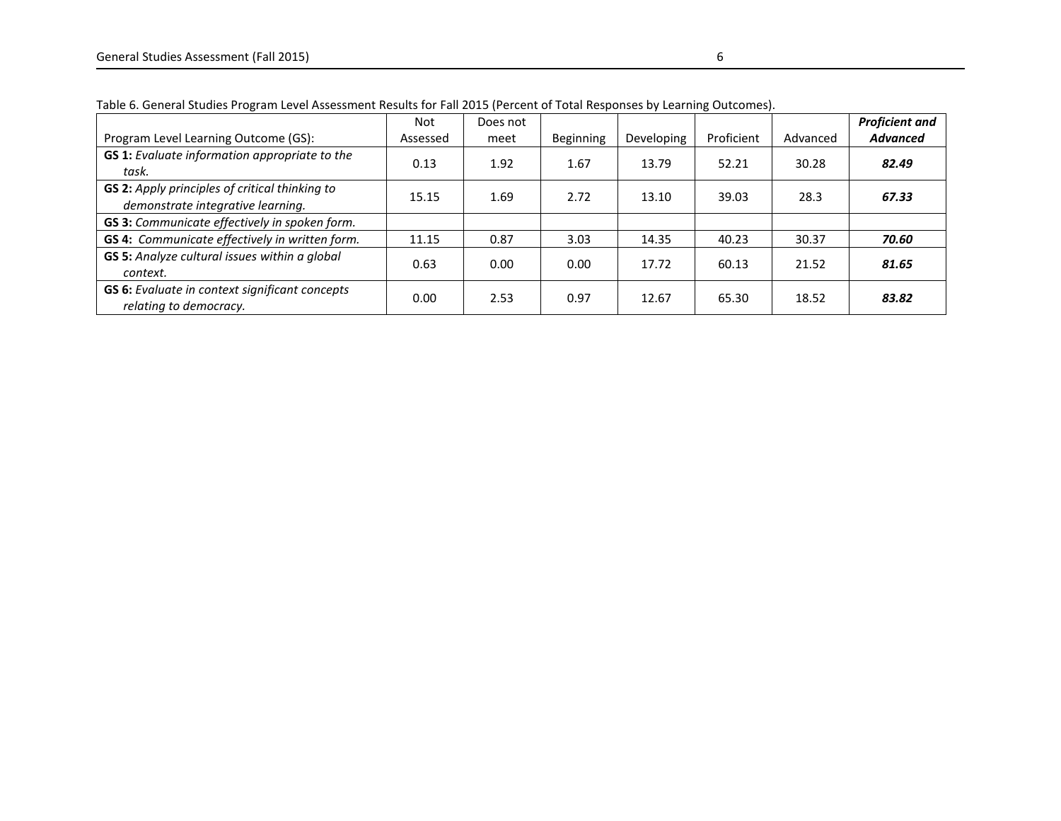Table 6. General Studies Program Level Assessment Results for Fall 2015 (Percent of Total Responses by Learning Outcomes).

| Program Level Learning Outcome (GS): | Not Assessed | Does not meet | Beginning | Developing | Proficient | Advanced | ***Proficient and Advanced*** |
|---|---|---|---|---|---|---|---|
| **GS 1:** *Evaluate information appropriate to the task.* | 0.13 | 1.92 | 1.67 | 13.79 | 52.21 | 30.28 | ***82.49*** |
| **GS 2:** *Apply principles of critical thinking to demonstrate integrative learning.* | 15.15 | 1.69 | 2.72 | 13.10 | 39.03 | 28.3 | ***67.33*** |
| **GS 3:** *Communicate effectively in spoken form.* | | | | | | | |
| **GS 4:** *Communicate effectively in written form.* | 11.15 | 0.87 | 3.03 | 14.35 | 40.23 | 30.37 | ***70.60*** |
| **GS 5:** *Analyze cultural issues within a global context.* | 0.63 | 0.00 | 0.00 | 17.72 | 60.13 | 21.52 | ***81.65*** |
| **GS 6:** *Evaluate in context significant concepts relating to democracy.* | 0.00 | 2.53 | 0.97 | 12.67 | 65.30 | 18.52 | ***83.82*** |